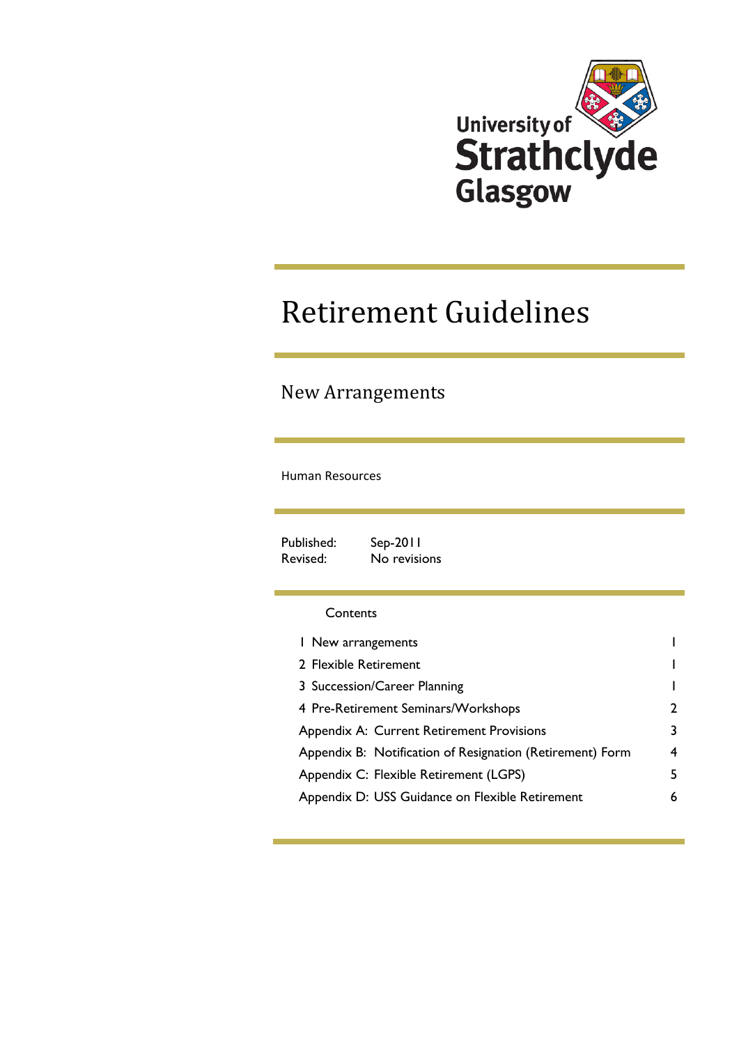University of Strathclyde Glasgow

# Retirement Guidelines

## New Arrangements

Human Resources

Published: Sep-2011
Revised: No revisions

Contents

| | |
|---|---|
| 1 New arrangements | 1 |
| 2 Flexible Retirement | 1 |
| 3 Succession/Career Planning | 1 |
| 4 Pre-Retirement Seminars/Workshops | 2 |
| Appendix A: Current Retirement Provisions | 3 |
| Appendix B: Notification of Resignation (Retirement) Form | 4 |
| Appendix C: Flexible Retirement (LGPS) | 5 |
| Appendix D: USS Guidance on Flexible Retirement | 6 |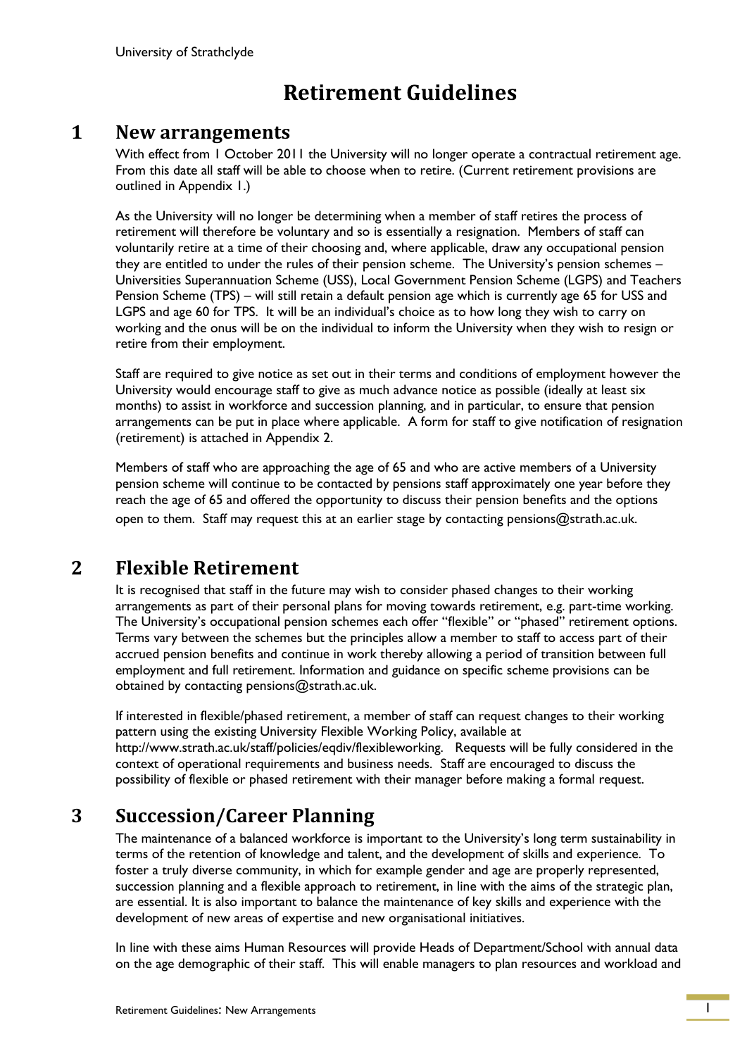# Retirement Guidelines

## 1 New arrangements

With effect from 1 October 2011 the University will no longer operate a contractual retirement age. From this date all staff will be able to choose when to retire. (Current retirement provisions are outlined in Appendix 1.)

As the University will no longer be determining when a member of staff retires the process of retirement will therefore be voluntary and so is essentially a resignation. Members of staff can voluntarily retire at a time of their choosing and, where applicable, draw any occupational pension they are entitled to under the rules of their pension scheme. The University's pension schemes – Universities Superannuation Scheme (USS), Local Government Pension Scheme (LGPS) and Teachers Pension Scheme (TPS) – will still retain a default pension age which is currently age 65 for USS and LGPS and age 60 for TPS. It will be an individual's choice as to how long they wish to carry on working and the onus will be on the individual to inform the University when they wish to resign or retire from their employment.

Staff are required to give notice as set out in their terms and conditions of employment however the University would encourage staff to give as much advance notice as possible (ideally at least six months) to assist in workforce and succession planning, and in particular, to ensure that pension arrangements can be put in place where applicable. A form for staff to give notification of resignation (retirement) is attached in Appendix 2.

Members of staff who are approaching the age of 65 and who are active members of a University pension scheme will continue to be contacted by pensions staff approximately one year before they reach the age of 65 and offered the opportunity to discuss their pension benefits and the options open to them. Staff may request this at an earlier stage by contacting pensions@strath.ac.uk.

## 2 Flexible Retirement

It is recognised that staff in the future may wish to consider phased changes to their working arrangements as part of their personal plans for moving towards retirement, e.g. part-time working. The University's occupational pension schemes each offer "flexible" or "phased" retirement options. Terms vary between the schemes but the principles allow a member to staff to access part of their accrued pension benefits and continue in work thereby allowing a period of transition between full employment and full retirement. Information and guidance on specific scheme provisions can be obtained by contacting pensions@strath.ac.uk.

If interested in flexible/phased retirement, a member of staff can request changes to their working pattern using the existing University Flexible Working Policy, available at http://www.strath.ac.uk/staff/policies/eqdiv/flexibleworking. Requests will be fully considered in the context of operational requirements and business needs. Staff are encouraged to discuss the possibility of flexible or phased retirement with their manager before making a formal request.

## 3 Succession/Career Planning

The maintenance of a balanced workforce is important to the University's long term sustainability in terms of the retention of knowledge and talent, and the development of skills and experience. To foster a truly diverse community, in which for example gender and age are properly represented, succession planning and a flexible approach to retirement, in line with the aims of the strategic plan, are essential. It is also important to balance the maintenance of key skills and experience with the development of new areas of expertise and new organisational initiatives.

In line with these aims Human Resources will provide Heads of Department/School with annual data on the age demographic of their staff. This will enable managers to plan resources and workload and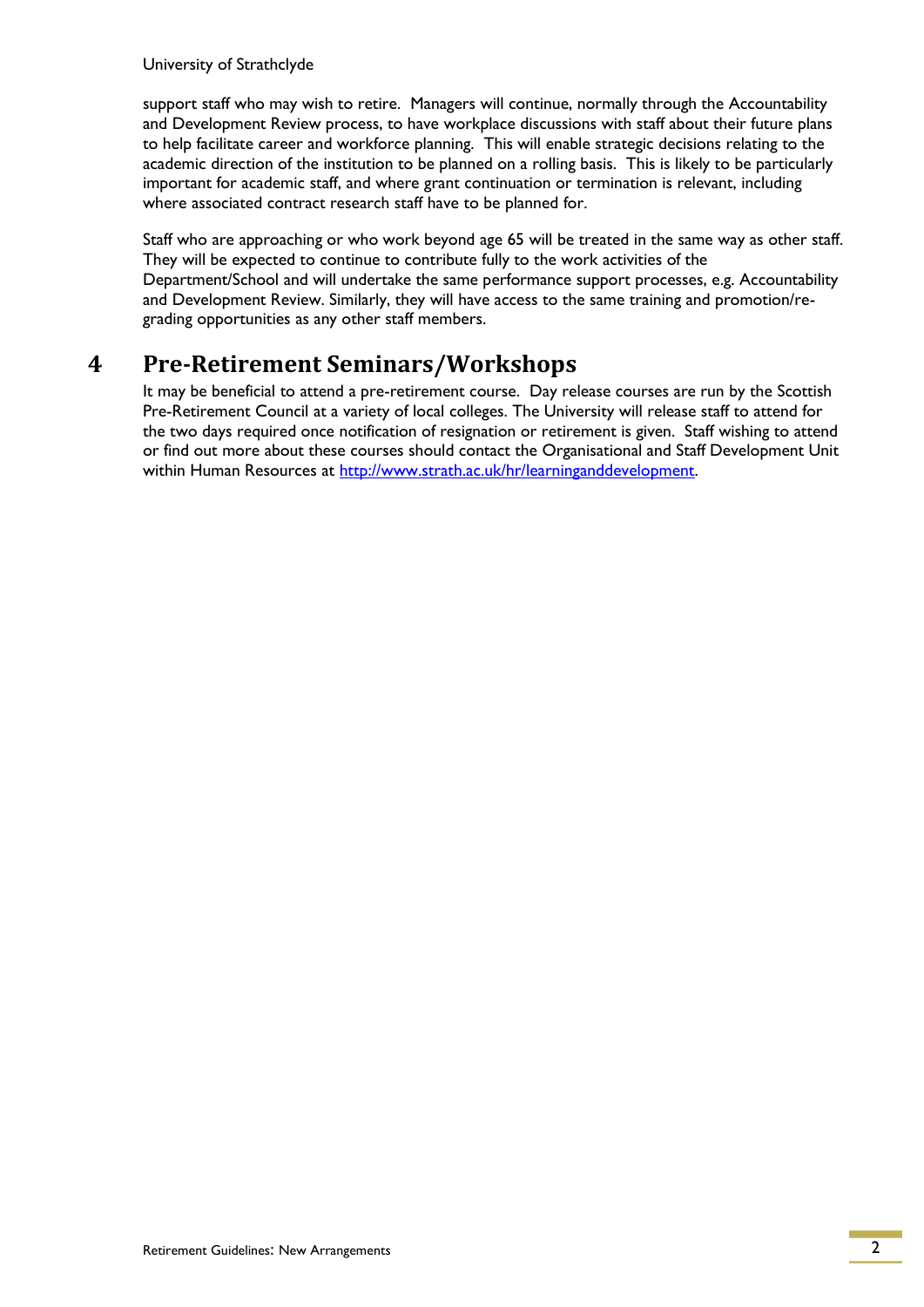support staff who may wish to retire. Managers will continue, normally through the Accountability and Development Review process, to have workplace discussions with staff about their future plans to help facilitate career and workforce planning. This will enable strategic decisions relating to the academic direction of the institution to be planned on a rolling basis. This is likely to be particularly important for academic staff, and where grant continuation or termination is relevant, including where associated contract research staff have to be planned for.

Staff who are approaching or who work beyond age 65 will be treated in the same way as other staff. They will be expected to continue to contribute fully to the work activities of the Department/School and will undertake the same performance support processes, e.g. Accountability and Development Review. Similarly, they will have access to the same training and promotion/re-grading opportunities as any other staff members.

# 4 Pre-Retirement Seminars/Workshops

It may be beneficial to attend a pre-retirement course. Day release courses are run by the Scottish Pre-Retirement Council at a variety of local colleges. The University will release staff to attend for the two days required once notification of resignation or retirement is given. Staff wishing to attend or find out more about these courses should contact the Organisational and Staff Development Unit within Human Resources at [http://www.strath.ac.uk/hr/learninganddevelopment](http://www.strath.ac.uk/hr/learninganddevelopment).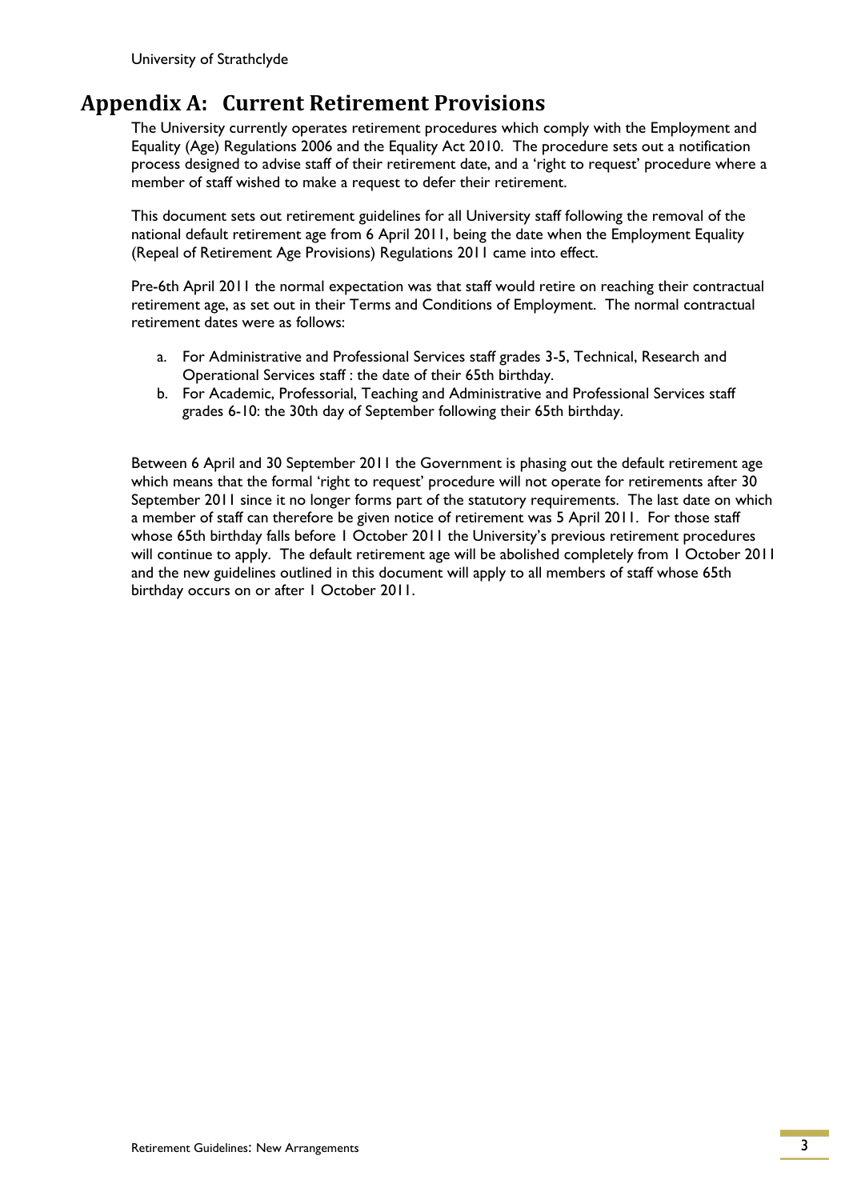## Appendix A: Current Retirement Provisions

The University currently operates retirement procedures which comply with the Employment and Equality (Age) Regulations 2006 and the Equality Act 2010. The procedure sets out a notification process designed to advise staff of their retirement date, and a 'right to request' procedure where a member of staff wished to make a request to defer their retirement.

This document sets out retirement guidelines for all University staff following the removal of the national default retirement age from 6 April 2011, being the date when the Employment Equality (Repeal of Retirement Age Provisions) Regulations 2011 came into effect.

Pre-6th April 2011 the normal expectation was that staff would retire on reaching their contractual retirement age, as set out in their Terms and Conditions of Employment. The normal contractual retirement dates were as follows:

a. For Administrative and Professional Services staff grades 3-5, Technical, Research and Operational Services staff : the date of their 65th birthday.
b. For Academic, Professorial, Teaching and Administrative and Professional Services staff grades 6-10: the 30th day of September following their 65th birthday.

Between 6 April and 30 September 2011 the Government is phasing out the default retirement age which means that the formal 'right to request' procedure will not operate for retirements after 30 September 2011 since it no longer forms part of the statutory requirements. The last date on which a member of staff can therefore be given notice of retirement was 5 April 2011. For those staff whose 65th birthday falls before 1 October 2011 the University's previous retirement procedures will continue to apply. The default retirement age will be abolished completely from 1 October 2011 and the new guidelines outlined in this document will apply to all members of staff whose 65th birthday occurs on or after 1 October 2011.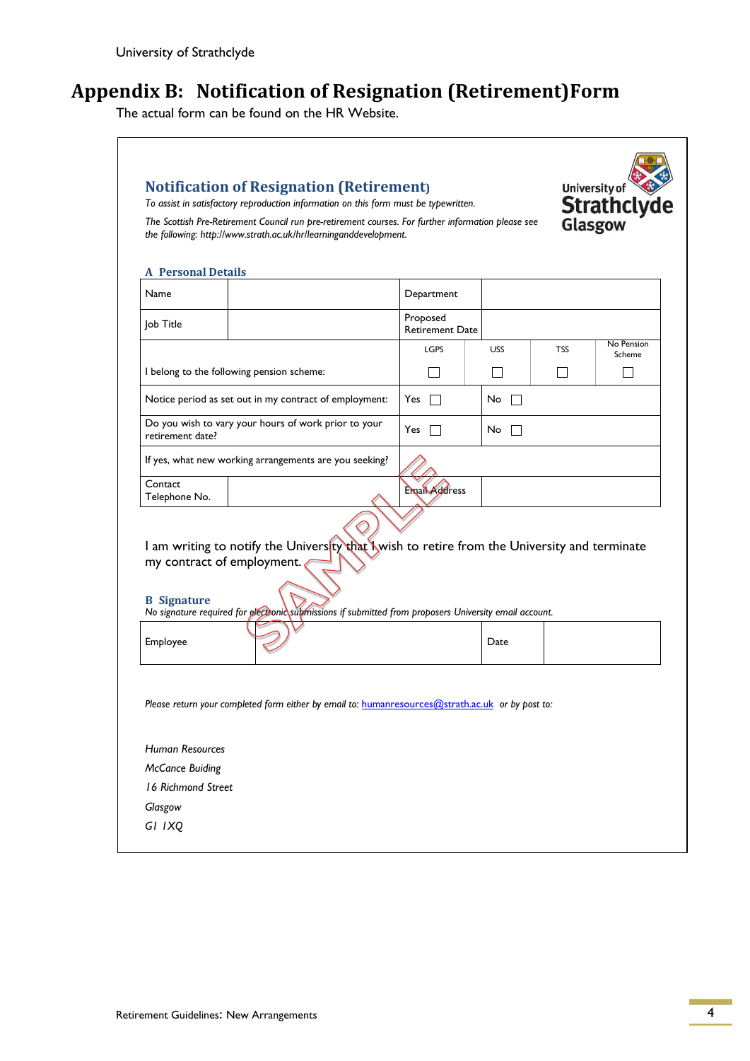# Appendix B: Notification of Resignation (Retirement)Form

The actual form can be found on the HR Website.

## Notification of Resignation (Retirement)

*To assist in satisfactory reproduction information on this form must be typewritten.*

*The Scottish Pre-Retirement Council run pre-retirement courses. For further information please see the following: http://www.strath.ac.uk/hr/learninganddevelopment.*

University of Strathclyde Glasgow

### A Personal Details

| Name | | Department | | | |
|---|---|---|---|---|---|
| Job Title | | Proposed Retirement Date | | | |
| I belong to the following pension scheme: | | LGPS ☐ | USS ☐ | TSS ☐ | No Pension Scheme ☐ |
| Notice period as set out in my contract of employment: | | Yes ☐ | No ☐ | | |
| Do you wish to vary your hours of work prior to your retirement date? | | Yes ☐ | No ☐ | | |
| If yes, what new working arrangements are you seeking? | | | | | |
| Contact Telephone No. | | Email Address | | | |

I am writing to notify the University that I wish to retire from the University and terminate my contract of employment.

### B Signature

*No signature required for electronic submissions if submitted from proposers University email account.*

| Employee | | Date | |
|---|---|---|---|

*Please return your completed form either by email to:* humanresources@strath.ac.uk *or by post to:*

*Human Resources*
*McCance Buiding*
*16 Richmond Street*
*Glasgow*
*G1 1XQ*

SAMPLE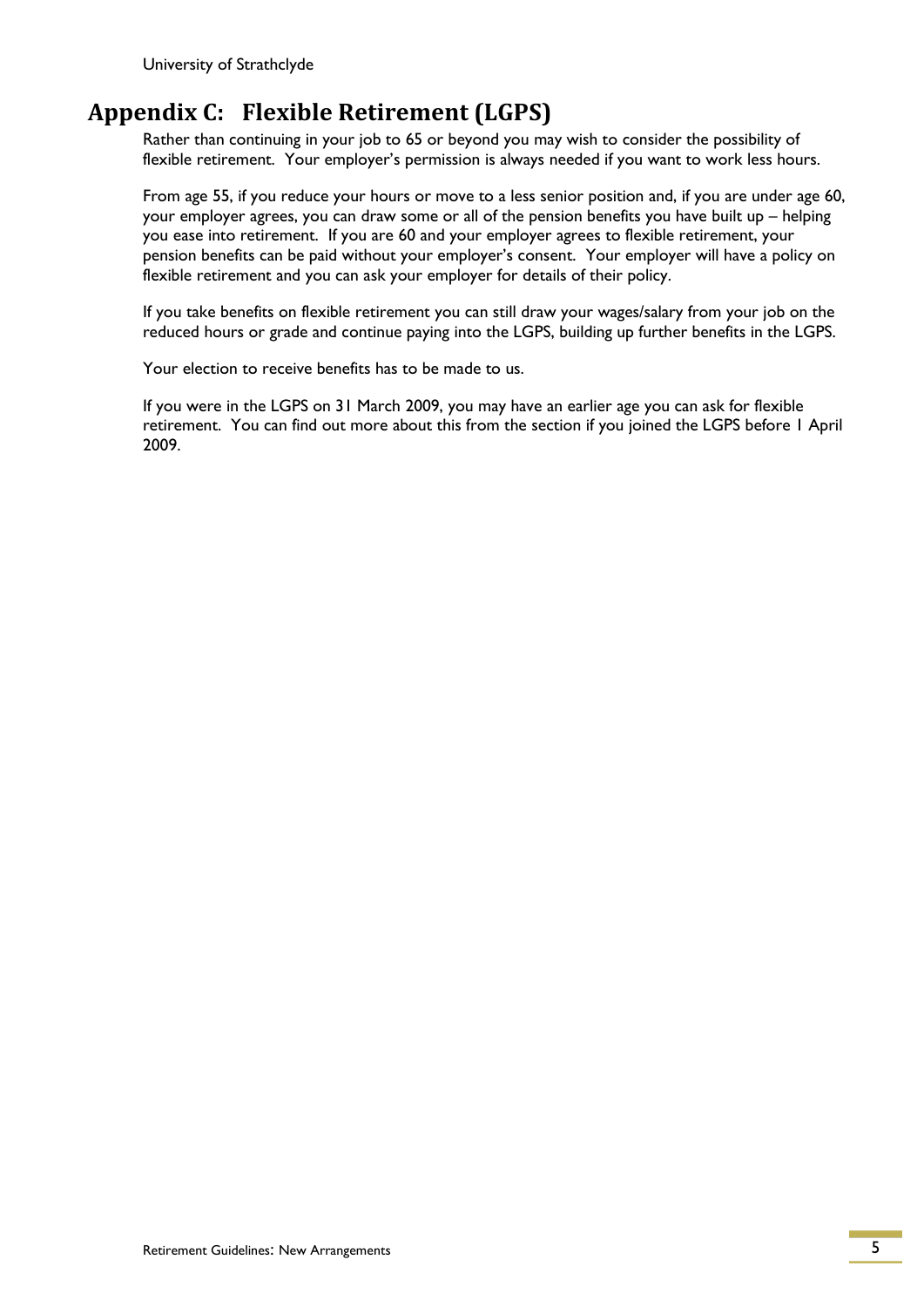## Appendix C: Flexible Retirement (LGPS)

Rather than continuing in your job to 65 or beyond you may wish to consider the possibility of flexible retirement. Your employer's permission is always needed if you want to work less hours.

From age 55, if you reduce your hours or move to a less senior position and, if you are under age 60, your employer agrees, you can draw some or all of the pension benefits you have built up – helping you ease into retirement. If you are 60 and your employer agrees to flexible retirement, your pension benefits can be paid without your employer's consent. Your employer will have a policy on flexible retirement and you can ask your employer for details of their policy.

If you take benefits on flexible retirement you can still draw your wages/salary from your job on the reduced hours or grade and continue paying into the LGPS, building up further benefits in the LGPS.

Your election to receive benefits has to be made to us.

If you were in the LGPS on 31 March 2009, you may have an earlier age you can ask for flexible retirement. You can find out more about this from the section if you joined the LGPS before 1 April 2009.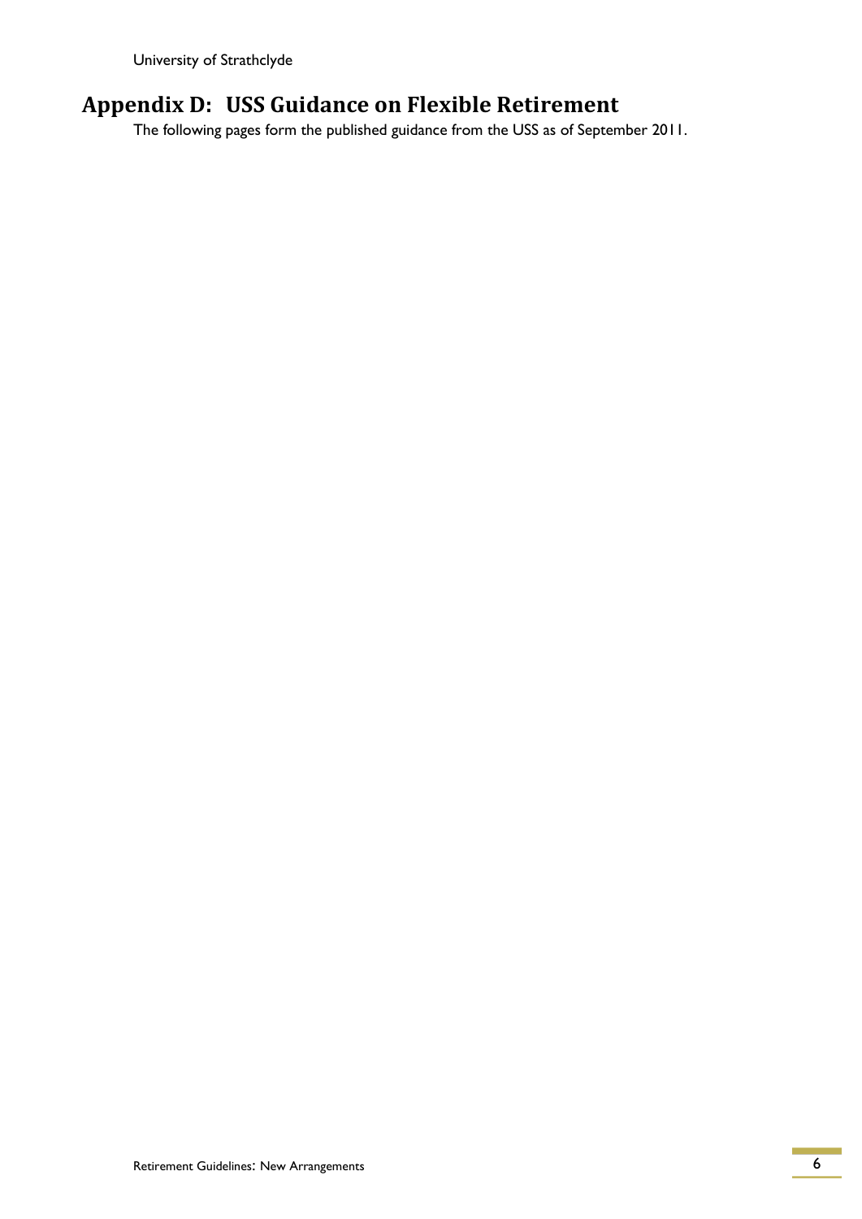## Appendix D: USS Guidance on Flexible Retirement

The following pages form the published guidance from the USS as of September 2011.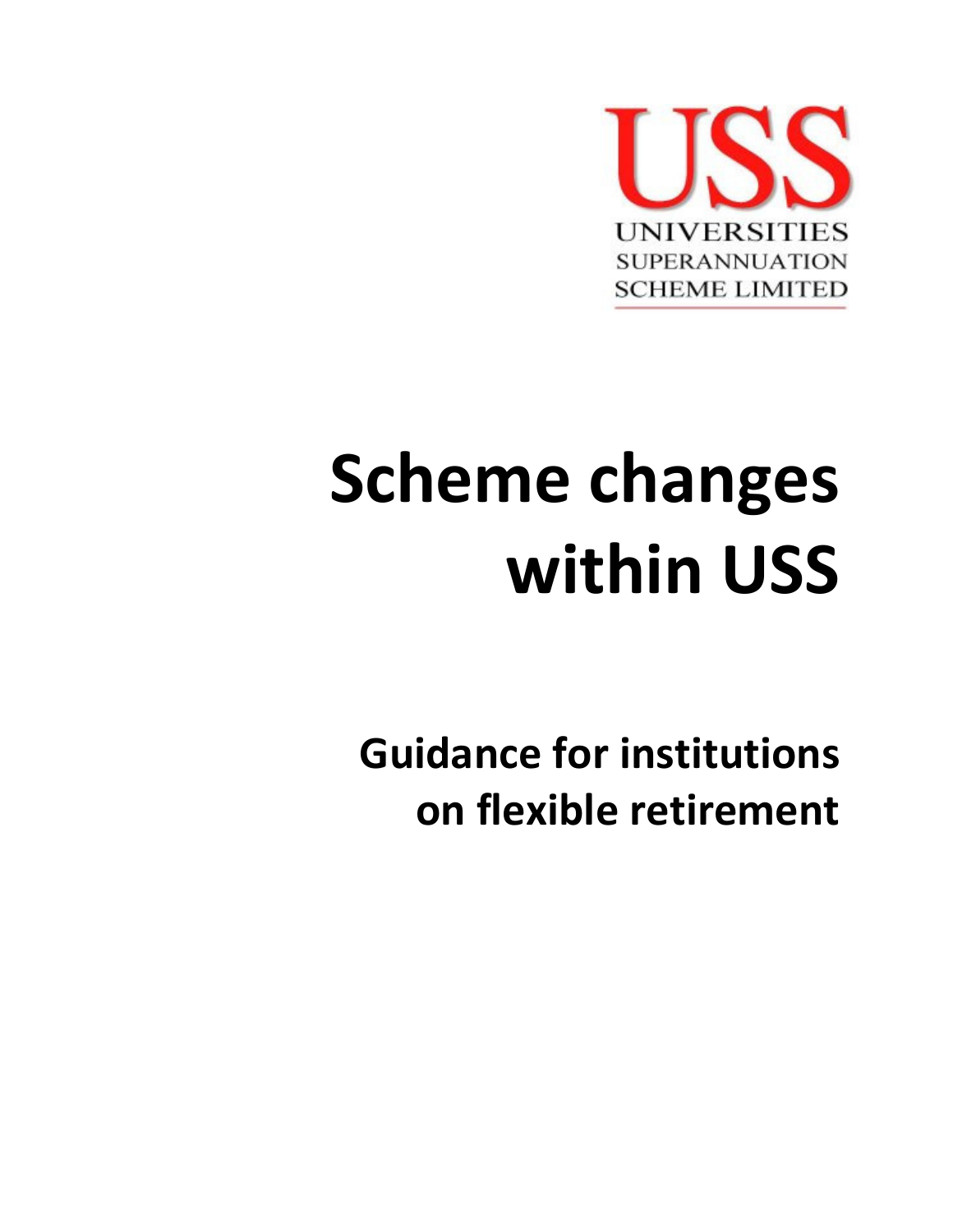USS
UNIVERSITIES
SUPERANNUATION
SCHEME LIMITED

# Scheme changes within USS

## Guidance for institutions on flexible retirement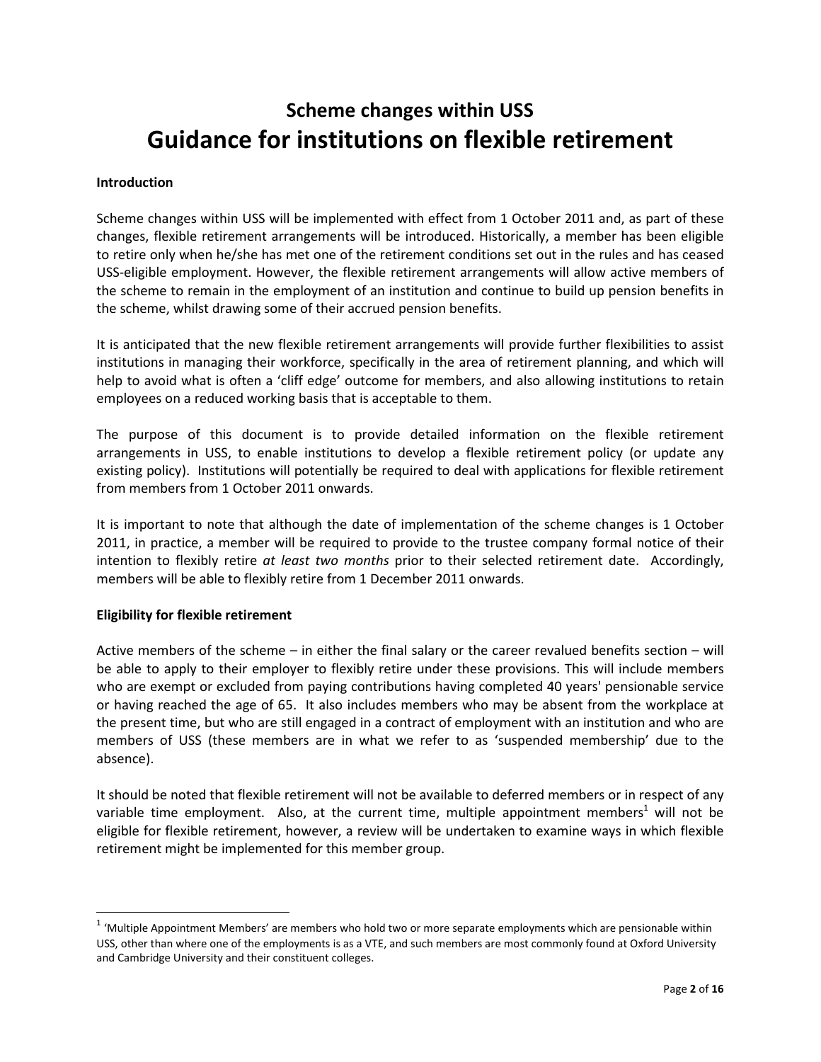# Scheme changes within USS
# Guidance for institutions on flexible retirement

**Introduction**

Scheme changes within USS will be implemented with effect from 1 October 2011 and, as part of these changes, flexible retirement arrangements will be introduced. Historically, a member has been eligible to retire only when he/she has met one of the retirement conditions set out in the rules and has ceased USS-eligible employment. However, the flexible retirement arrangements will allow active members of the scheme to remain in the employment of an institution and continue to build up pension benefits in the scheme, whilst drawing some of their accrued pension benefits.

It is anticipated that the new flexible retirement arrangements will provide further flexibilities to assist institutions in managing their workforce, specifically in the area of retirement planning, and which will help to avoid what is often a 'cliff edge' outcome for members, and also allowing institutions to retain employees on a reduced working basis that is acceptable to them.

The purpose of this document is to provide detailed information on the flexible retirement arrangements in USS, to enable institutions to develop a flexible retirement policy (or update any existing policy). Institutions will potentially be required to deal with applications for flexible retirement from members from 1 October 2011 onwards.

It is important to note that although the date of implementation of the scheme changes is 1 October 2011, in practice, a member will be required to provide to the trustee company formal notice of their intention to flexibly retire *at least two months* prior to their selected retirement date. Accordingly, members will be able to flexibly retire from 1 December 2011 onwards.

**Eligibility for flexible retirement**

Active members of the scheme – in either the final salary or the career revalued benefits section – will be able to apply to their employer to flexibly retire under these provisions. This will include members who are exempt or excluded from paying contributions having completed 40 years' pensionable service or having reached the age of 65. It also includes members who may be absent from the workplace at the present time, but who are still engaged in a contract of employment with an institution and who are members of USS (these members are in what we refer to as 'suspended membership' due to the absence).

It should be noted that flexible retirement will not be available to deferred members or in respect of any variable time employment. Also, at the current time, multiple appointment members[1] will not be eligible for flexible retirement, however, a review will be undertaken to examine ways in which flexible retirement might be implemented for this member group.

[1] 'Multiple Appointment Members' are members who hold two or more separate employments which are pensionable within USS, other than where one of the employments is as a VTE, and such members are most commonly found at Oxford University and Cambridge University and their constituent colleges.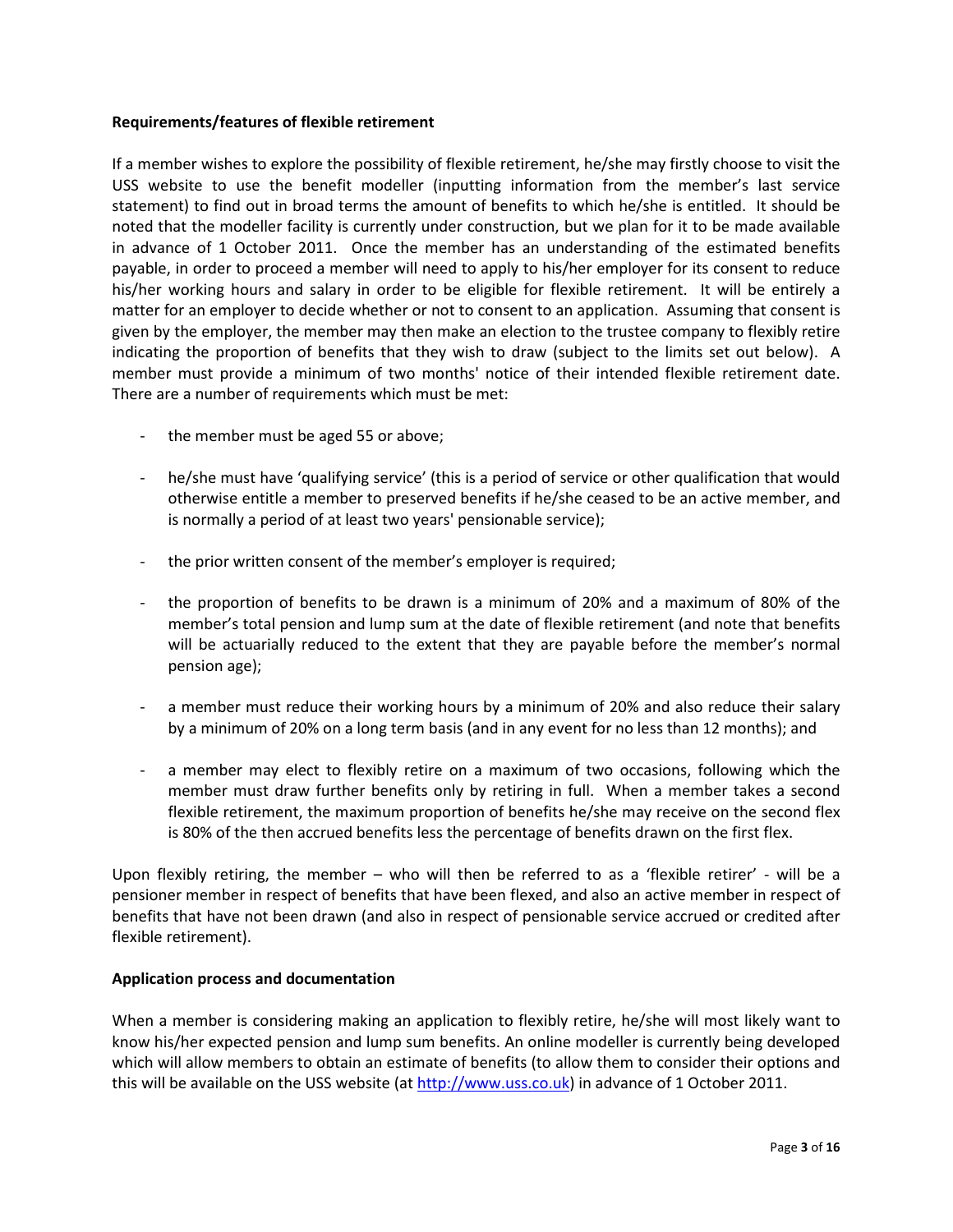**Requirements/features of flexible retirement**

If a member wishes to explore the possibility of flexible retirement, he/she may firstly choose to visit the USS website to use the benefit modeller (inputting information from the member's last service statement) to find out in broad terms the amount of benefits to which he/she is entitled. It should be noted that the modeller facility is currently under construction, but we plan for it to be made available in advance of 1 October 2011. Once the member has an understanding of the estimated benefits payable, in order to proceed a member will need to apply to his/her employer for its consent to reduce his/her working hours and salary in order to be eligible for flexible retirement. It will be entirely a matter for an employer to decide whether or not to consent to an application. Assuming that consent is given by the employer, the member may then make an election to the trustee company to flexibly retire indicating the proportion of benefits that they wish to draw (subject to the limits set out below). A member must provide a minimum of two months' notice of their intended flexible retirement date. There are a number of requirements which must be met:

- the member must be aged 55 or above;
- he/she must have 'qualifying service' (this is a period of service or other qualification that would otherwise entitle a member to preserved benefits if he/she ceased to be an active member, and is normally a period of at least two years' pensionable service);
- the prior written consent of the member's employer is required;
- the proportion of benefits to be drawn is a minimum of 20% and a maximum of 80% of the member's total pension and lump sum at the date of flexible retirement (and note that benefits will be actuarially reduced to the extent that they are payable before the member's normal pension age);
- a member must reduce their working hours by a minimum of 20% and also reduce their salary by a minimum of 20% on a long term basis (and in any event for no less than 12 months); and
- a member may elect to flexibly retire on a maximum of two occasions, following which the member must draw further benefits only by retiring in full. When a member takes a second flexible retirement, the maximum proportion of benefits he/she may receive on the second flex is 80% of the then accrued benefits less the percentage of benefits drawn on the first flex.

Upon flexibly retiring, the member – who will then be referred to as a 'flexible retirer' - will be a pensioner member in respect of benefits that have been flexed, and also an active member in respect of benefits that have not been drawn (and also in respect of pensionable service accrued or credited after flexible retirement).

**Application process and documentation**

When a member is considering making an application to flexibly retire, he/she will most likely want to know his/her expected pension and lump sum benefits. An online modeller is currently being developed which will allow members to obtain an estimate of benefits (to allow them to consider their options and this will be available on the USS website (at [http://www.uss.co.uk](http://www.uss.co.uk)) in advance of 1 October 2011.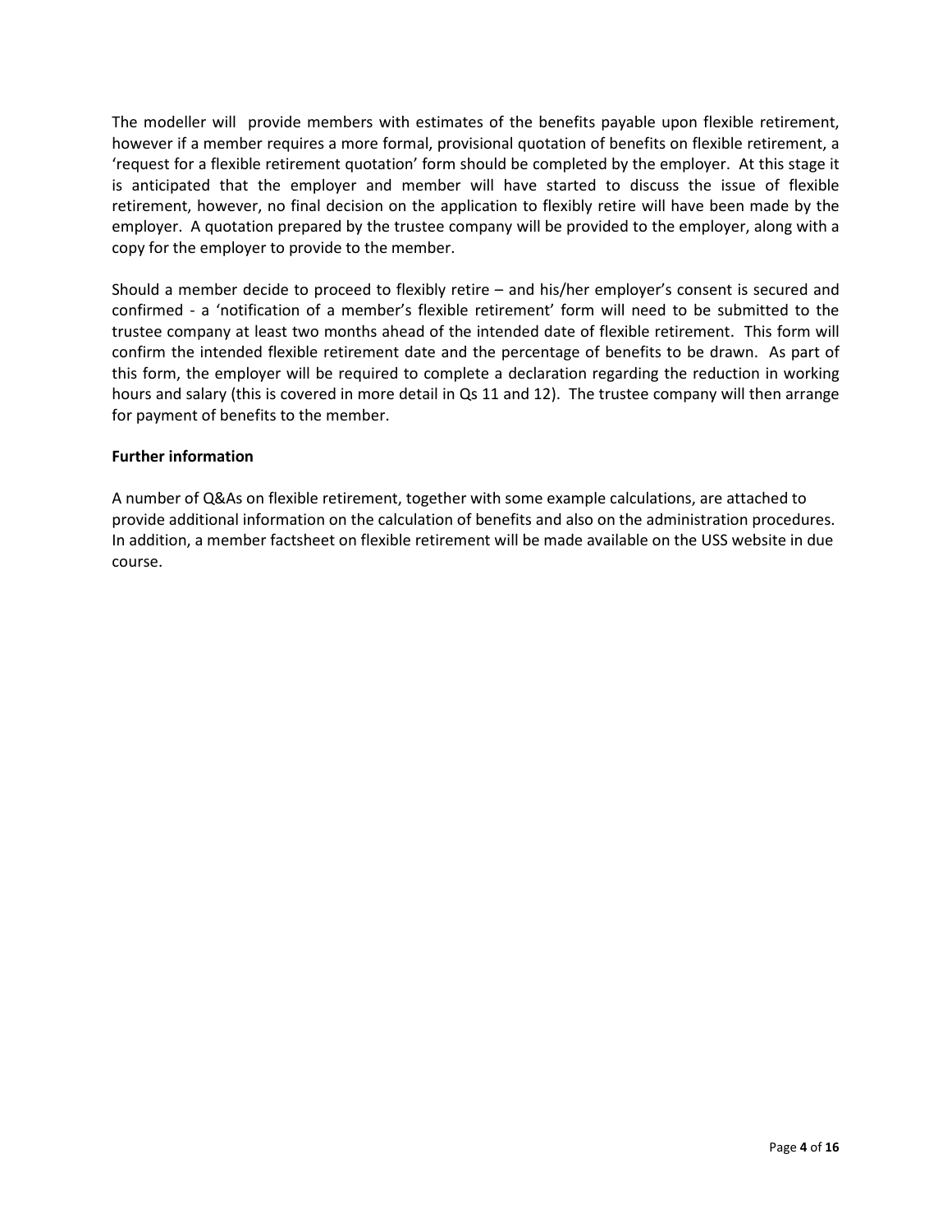The modeller will provide members with estimates of the benefits payable upon flexible retirement, however if a member requires a more formal, provisional quotation of benefits on flexible retirement, a 'request for a flexible retirement quotation' form should be completed by the employer. At this stage it is anticipated that the employer and member will have started to discuss the issue of flexible retirement, however, no final decision on the application to flexibly retire will have been made by the employer. A quotation prepared by the trustee company will be provided to the employer, along with a copy for the employer to provide to the member.

Should a member decide to proceed to flexibly retire – and his/her employer's consent is secured and confirmed - a 'notification of a member's flexible retirement' form will need to be submitted to the trustee company at least two months ahead of the intended date of flexible retirement. This form will confirm the intended flexible retirement date and the percentage of benefits to be drawn. As part of this form, the employer will be required to complete a declaration regarding the reduction in working hours and salary (this is covered in more detail in Qs 11 and 12). The trustee company will then arrange for payment of benefits to the member.

**Further information**

A number of Q&As on flexible retirement, together with some example calculations, are attached to provide additional information on the calculation of benefits and also on the administration procedures. In addition, a member factsheet on flexible retirement will be made available on the USS website in due course.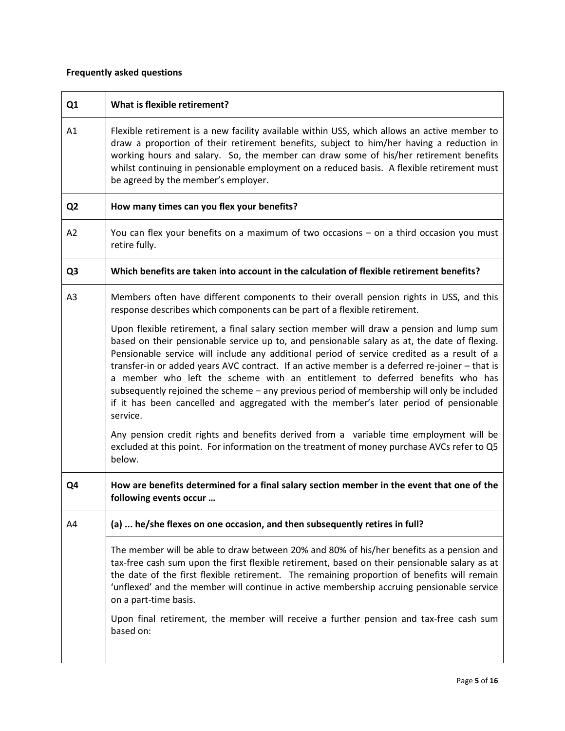**Frequently asked questions**

| Q1 | What is flexible retirement? |
| --- | --- |
| A1 | Flexible retirement is a new facility available within USS, which allows an active member to draw a proportion of their retirement benefits, subject to him/her having a reduction in working hours and salary. So, the member can draw some of his/her retirement benefits whilst continuing in pensionable employment on a reduced basis. A flexible retirement must be agreed by the member's employer. |
| **Q2** | **How many times can you flex your benefits?** |
| A2 | You can flex your benefits on a maximum of two occasions – on a third occasion you must retire fully. |
| **Q3** | **Which benefits are taken into account in the calculation of flexible retirement benefits?** |
| A3 | Members often have different components to their overall pension rights in USS, and this response describes which components can be part of a flexible retirement.<br><br>Upon flexible retirement, a final salary section member will draw a pension and lump sum based on their pensionable service up to, and pensionable salary as at, the date of flexing. Pensionable service will include any additional period of service credited as a result of a transfer-in or added years AVC contract. If an active member is a deferred re-joiner – that is a member who left the scheme with an entitlement to deferred benefits who has subsequently rejoined the scheme – any previous period of membership will only be included if it has been cancelled and aggregated with the member's later period of pensionable service.<br><br>Any pension credit rights and benefits derived from a variable time employment will be excluded at this point. For information on the treatment of money purchase AVCs refer to Q5 below. |
| **Q4** | **How are benefits determined for a final salary section member in the event that one of the following events occur …** |
| A4 | **(a) ... he/she flexes on one occasion, and then subsequently retires in full?**<br><br>The member will be able to draw between 20% and 80% of his/her benefits as a pension and tax-free cash sum upon the first flexible retirement, based on their pensionable salary as at the date of the first flexible retirement. The remaining proportion of benefits will remain 'unflexed' and the member will continue in active membership accruing pensionable service on a part-time basis.<br><br>Upon final retirement, the member will receive a further pension and tax-free cash sum based on: |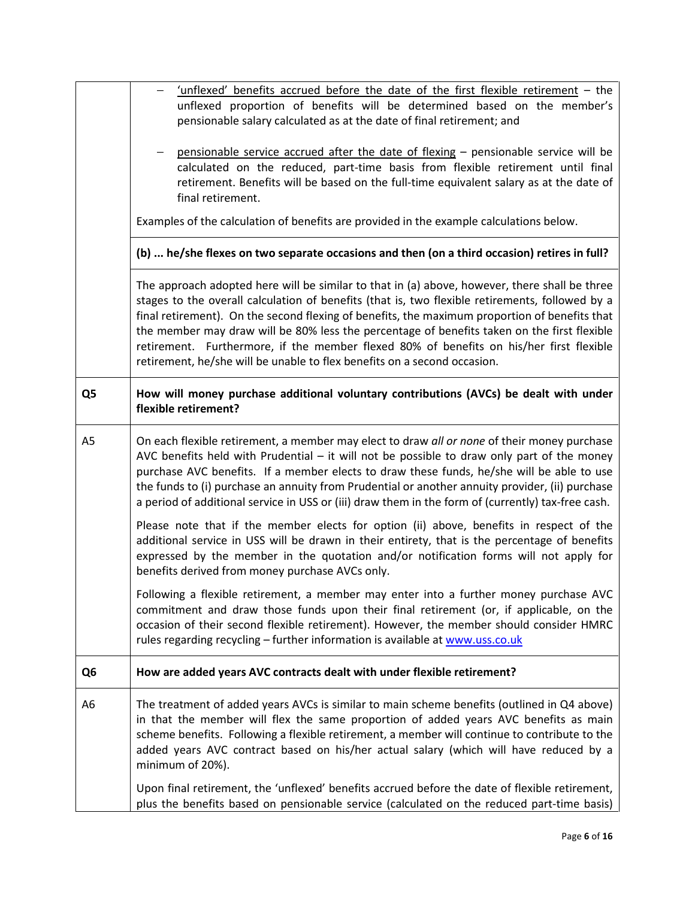| | |
|---|---|
| | – <u>'unflexed' benefits accrued before the date of the first flexible retirement</u> – the unflexed proportion of benefits will be determined based on the member's pensionable salary calculated as at the date of final retirement; and<br><br>– <u>pensionable service accrued after the date of flexing</u> – pensionable service will be calculated on the reduced, part-time basis from flexible retirement until final retirement. Benefits will be based on the full-time equivalent salary as at the date of final retirement.<br><br>Examples of the calculation of benefits are provided in the example calculations below. |
| | **(b) ... he/she flexes on two separate occasions and then (on a third occasion) retires in full?** |
| | The approach adopted here will be similar to that in (a) above, however, there shall be three stages to the overall calculation of benefits (that is, two flexible retirements, followed by a final retirement). On the second flexing of benefits, the maximum proportion of benefits that the member may draw will be 80% less the percentage of benefits taken on the first flexible retirement. Furthermore, if the member flexed 80% of benefits on his/her first flexible retirement, he/she will be unable to flex benefits on a second occasion. |
| **Q5** | **How will money purchase additional voluntary contributions (AVCs) be dealt with under flexible retirement?** |
| A5 | On each flexible retirement, a member may elect to draw *all or none* of their money purchase AVC benefits held with Prudential – it will not be possible to draw only part of the money purchase AVC benefits. If a member elects to draw these funds, he/she will be able to use the funds to (i) purchase an annuity from Prudential or another annuity provider, (ii) purchase a period of additional service in USS or (iii) draw them in the form of (currently) tax-free cash.<br><br>Please note that if the member elects for option (ii) above, benefits in respect of the additional service in USS will be drawn in their entirety, that is the percentage of benefits expressed by the member in the quotation and/or notification forms will not apply for benefits derived from money purchase AVCs only.<br><br>Following a flexible retirement, a member may enter into a further money purchase AVC commitment and draw those funds upon their final retirement (or, if applicable, on the occasion of their second flexible retirement). However, the member should consider HMRC rules regarding recycling – further information is available at www.uss.co.uk |
| **Q6** | **How are added years AVC contracts dealt with under flexible retirement?** |
| A6 | The treatment of added years AVCs is similar to main scheme benefits (outlined in Q4 above) in that the member will flex the same proportion of added years AVC benefits as main scheme benefits. Following a flexible retirement, a member will continue to contribute to the added years AVC contract based on his/her actual salary (which will have reduced by a minimum of 20%).<br><br>Upon final retirement, the 'unflexed' benefits accrued before the date of flexible retirement, plus the benefits based on pensionable service (calculated on the reduced part-time basis) |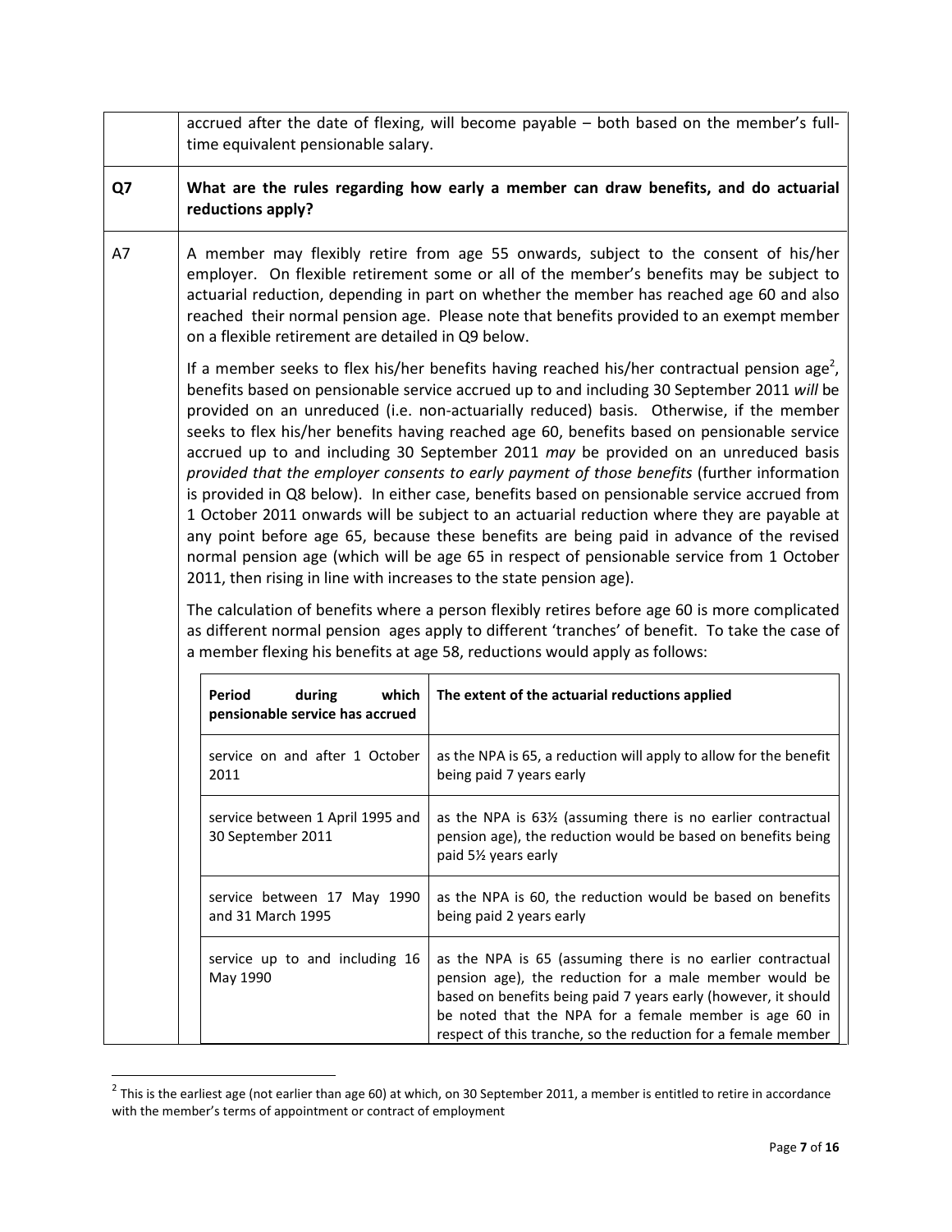accrued after the date of flexing, will become payable – both based on the member's full-time equivalent pensionable salary.

**Q7** **What are the rules regarding how early a member can draw benefits, and do actuarial reductions apply?**

**A7** A member may flexibly retire from age 55 onwards, subject to the consent of his/her employer. On flexible retirement some or all of the member's benefits may be subject to actuarial reduction, depending in part on whether the member has reached age 60 and also reached their normal pension age. Please note that benefits provided to an exempt member on a flexible retirement are detailed in Q9 below.

If a member seeks to flex his/her benefits having reached his/her contractual pension age[2], benefits based on pensionable service accrued up to and including 30 September 2011 *will* be provided on an unreduced (i.e. non-actuarially reduced) basis. Otherwise, if the member seeks to flex his/her benefits having reached age 60, benefits based on pensionable service accrued up to and including 30 September 2011 *may* be provided on an unreduced basis *provided that the employer consents to early payment of those benefits* (further information is provided in Q8 below). In either case, benefits based on pensionable service accrued from 1 October 2011 onwards will be subject to an actuarial reduction where they are payable at any point before age 65, because these benefits are being paid in advance of the revised normal pension age (which will be age 65 in respect of pensionable service from 1 October 2011, then rising in line with increases to the state pension age).

The calculation of benefits where a person flexibly retires before age 60 is more complicated as different normal pension ages apply to different 'tranches' of benefit. To take the case of a member flexing his benefits at age 58, reductions would apply as follows:

| **Period during which pensionable service has accrued** | **The extent of the actuarial reductions applied** |
|---|---|
| service on and after 1 October 2011 | as the NPA is 65, a reduction will apply to allow for the benefit being paid 7 years early |
| service between 1 April 1995 and 30 September 2011 | as the NPA is 63½ (assuming there is no earlier contractual pension age), the reduction would be based on benefits being paid 5½ years early |
| service between 17 May 1990 and 31 March 1995 | as the NPA is 60, the reduction would be based on benefits being paid 2 years early |
| service up to and including 16 May 1990 | as the NPA is 65 (assuming there is no earlier contractual pension age), the reduction for a male member would be based on benefits being paid 7 years early (however, it should be noted that the NPA for a female member is age 60 in respect of this tranche, so the reduction for a female member |

[2] This is the earliest age (not earlier than age 60) at which, on 30 September 2011, a member is entitled to retire in accordance with the member's terms of appointment or contract of employment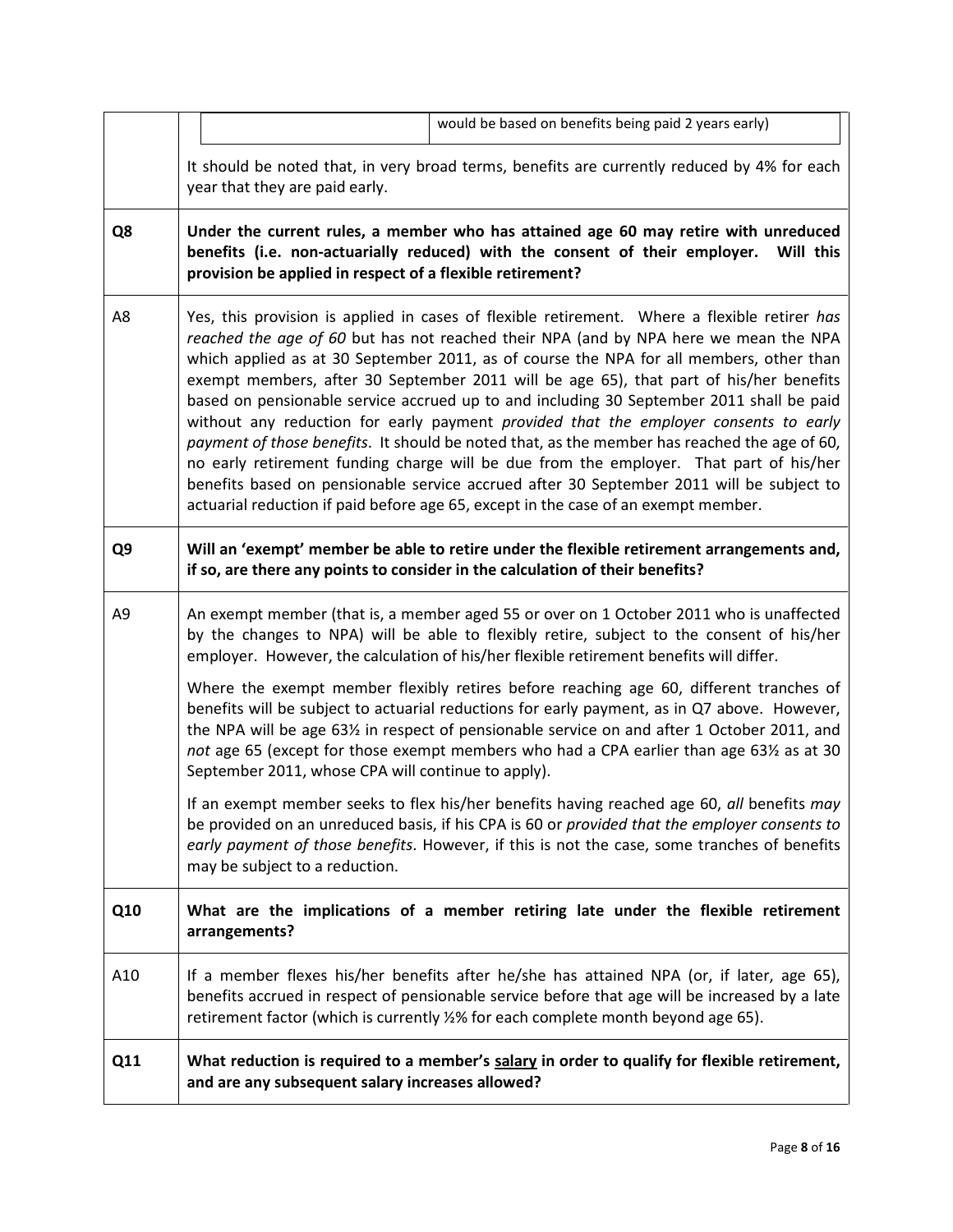| | |
|---|---|
| | would be based on benefits being paid 2 years early) |

It should be noted that, in very broad terms, benefits are currently reduced by 4% for each year that they are paid early.

**Q8** **Under the current rules, a member who has attained age 60 may retire with unreduced benefits (i.e. non-actuarially reduced) with the consent of their employer. Will this provision be applied in respect of a flexible retirement?**

A8 Yes, this provision is applied in cases of flexible retirement. Where a flexible retirer *has reached the age of 60* but has not reached their NPA (and by NPA here we mean the NPA which applied as at 30 September 2011, as of course the NPA for all members, other than exempt members, after 30 September 2011 will be age 65), that part of his/her benefits based on pensionable service accrued up to and including 30 September 2011 shall be paid without any reduction for early payment *provided that the employer consents to early payment of those benefits*. It should be noted that, as the member has reached the age of 60, no early retirement funding charge will be due from the employer. That part of his/her benefits based on pensionable service accrued after 30 September 2011 will be subject to actuarial reduction if paid before age 65, except in the case of an exempt member.

**Q9** **Will an 'exempt' member be able to retire under the flexible retirement arrangements and, if so, are there any points to consider in the calculation of their benefits?**

A9 An exempt member (that is, a member aged 55 or over on 1 October 2011 who is unaffected by the changes to NPA) will be able to flexibly retire, subject to the consent of his/her employer. However, the calculation of his/her flexible retirement benefits will differ.

Where the exempt member flexibly retires before reaching age 60, different tranches of benefits will be subject to actuarial reductions for early payment, as in Q7 above. However, the NPA will be age 63½ in respect of pensionable service on and after 1 October 2011, and *not* age 65 (except for those exempt members who had a CPA earlier than age 63½ as at 30 September 2011, whose CPA will continue to apply).

If an exempt member seeks to flex his/her benefits having reached age 60, *all* benefits *may* be provided on an unreduced basis, if his CPA is 60 or *provided that the employer consents to early payment of those benefits*. However, if this is not the case, some tranches of benefits may be subject to a reduction.

**Q10** **What are the implications of a member retiring late under the flexible retirement arrangements?**

A10 If a member flexes his/her benefits after he/she has attained NPA (or, if later, age 65), benefits accrued in respect of pensionable service before that age will be increased by a late retirement factor (which is currently ½% for each complete month beyond age 65).

**Q11** **What reduction is required to a member's salary in order to qualify for flexible retirement, and are any subsequent salary increases allowed?**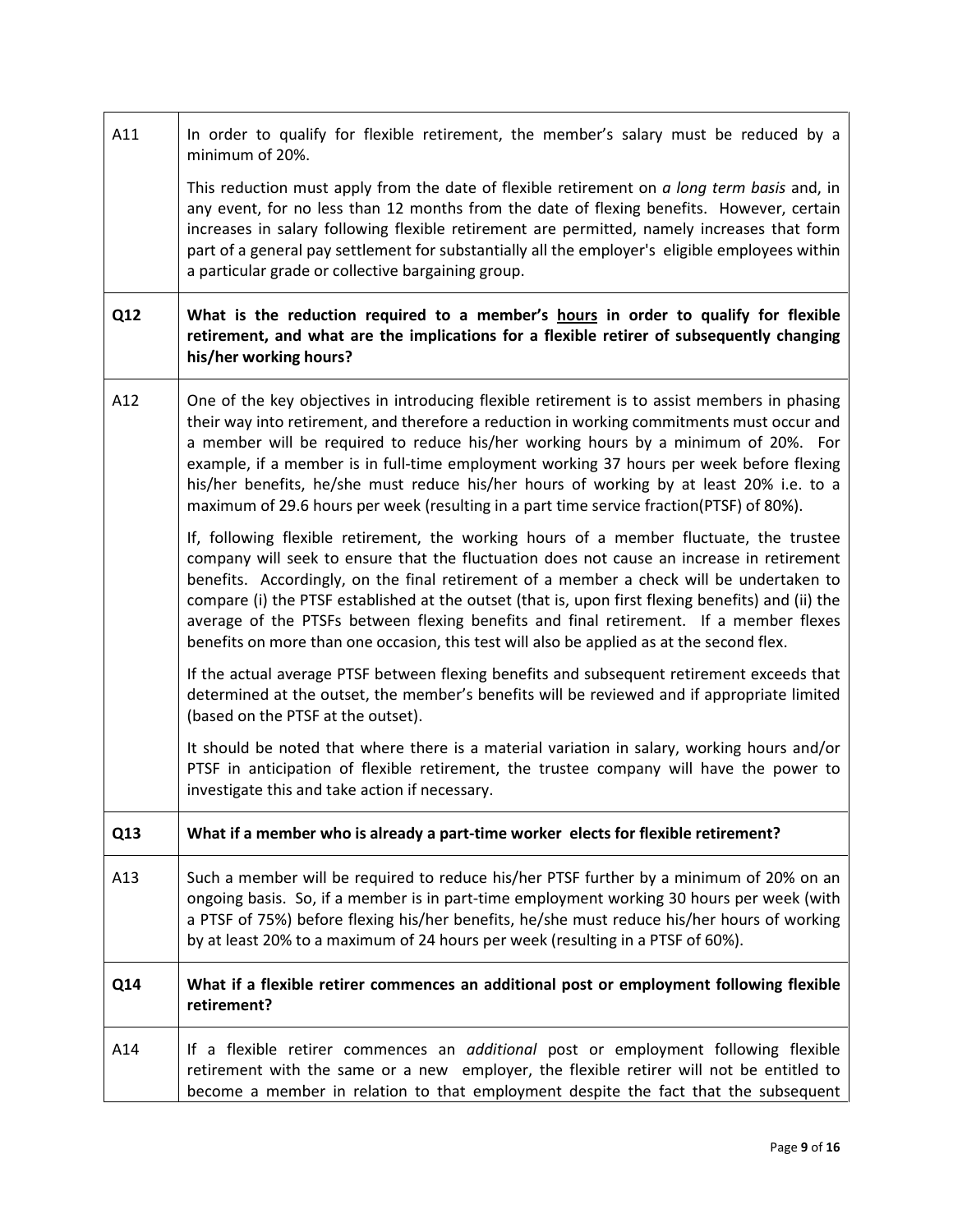| | |
|---|---|
| A11 | In order to qualify for flexible retirement, the member's salary must be reduced by a minimum of 20%.<br><br>This reduction must apply from the date of flexible retirement on *a long term basis* and, in any event, for no less than 12 months from the date of flexing benefits. However, certain increases in salary following flexible retirement are permitted, namely increases that form part of a general pay settlement for substantially all the employer's eligible employees within a particular grade or collective bargaining group. |
| **Q12** | **What is the reduction required to a member's <u>hours</u> in order to qualify for flexible retirement, and what are the implications for a flexible retirer of subsequently changing his/her working hours?** |
| A12 | One of the key objectives in introducing flexible retirement is to assist members in phasing their way into retirement, and therefore a reduction in working commitments must occur and a member will be required to reduce his/her working hours by a minimum of 20%. For example, if a member is in full-time employment working 37 hours per week before flexing his/her benefits, he/she must reduce his/her hours of working by at least 20% i.e. to a maximum of 29.6 hours per week (resulting in a part time service fraction(PTSF) of 80%).<br><br>If, following flexible retirement, the working hours of a member fluctuate, the trustee company will seek to ensure that the fluctuation does not cause an increase in retirement benefits. Accordingly, on the final retirement of a member a check will be undertaken to compare (i) the PTSF established at the outset (that is, upon first flexing benefits) and (ii) the average of the PTSFs between flexing benefits and final retirement. If a member flexes benefits on more than one occasion, this test will also be applied as at the second flex.<br><br>If the actual average PTSF between flexing benefits and subsequent retirement exceeds that determined at the outset, the member's benefits will be reviewed and if appropriate limited (based on the PTSF at the outset).<br><br>It should be noted that where there is a material variation in salary, working hours and/or PTSF in anticipation of flexible retirement, the trustee company will have the power to investigate this and take action if necessary. |
| **Q13** | **What if a member who is already a part-time worker elects for flexible retirement?** |
| A13 | Such a member will be required to reduce his/her PTSF further by a minimum of 20% on an ongoing basis. So, if a member is in part-time employment working 30 hours per week (with a PTSF of 75%) before flexing his/her benefits, he/she must reduce his/her hours of working by at least 20% to a maximum of 24 hours per week (resulting in a PTSF of 60%). |
| **Q14** | **What if a flexible retirer commences an additional post or employment following flexible retirement?** |
| A14 | If a flexible retirer commences an *additional* post or employment following flexible retirement with the same or a new employer, the flexible retirer will not be entitled to become a member in relation to that employment despite the fact that the subsequent |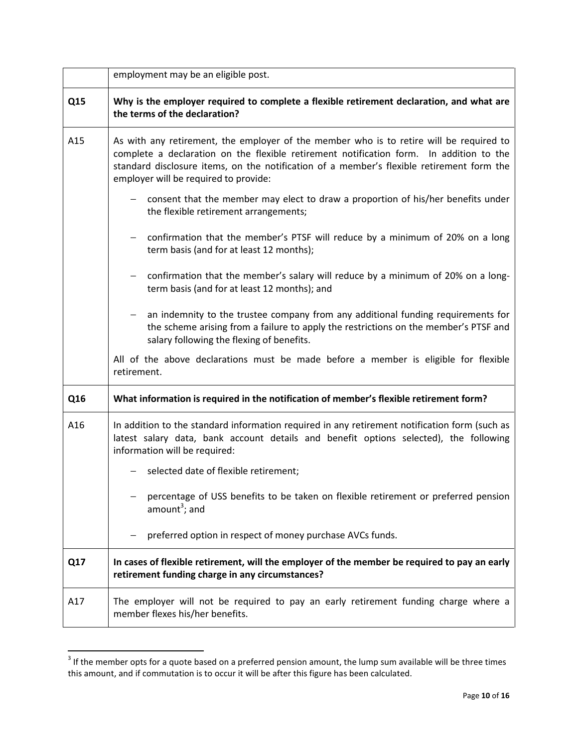| | |
|---|---|
| | employment may be an eligible post. |
| **Q15** | **Why is the employer required to complete a flexible retirement declaration, and what are the terms of the declaration?** |
| A15 | As with any retirement, the employer of the member who is to retire will be required to complete a declaration on the flexible retirement notification form. In addition to the standard disclosure items, on the notification of a member's flexible retirement form the employer will be required to provide:<br><br>– consent that the member may elect to draw a proportion of his/her benefits under the flexible retirement arrangements;<br><br>– confirmation that the member's PTSF will reduce by a minimum of 20% on a long term basis (and for at least 12 months);<br><br>– confirmation that the member's salary will reduce by a minimum of 20% on a long-term basis (and for at least 12 months); and<br><br>– an indemnity to the trustee company from any additional funding requirements for the scheme arising from a failure to apply the restrictions on the member's PTSF and salary following the flexing of benefits.<br><br>All of the above declarations must be made before a member is eligible for flexible retirement. |
| **Q16** | **What information is required in the notification of member's flexible retirement form?** |
| A16 | In addition to the standard information required in any retirement notification form (such as latest salary data, bank account details and benefit options selected), the following information will be required:<br><br>– selected date of flexible retirement;<br><br>– percentage of USS benefits to be taken on flexible retirement or preferred pension amount[3]; and<br><br>– preferred option in respect of money purchase AVCs funds. |
| **Q17** | **In cases of flexible retirement, will the employer of the member be required to pay an early retirement funding charge in any circumstances?** |
| A17 | The employer will not be required to pay an early retirement funding charge where a member flexes his/her benefits. |

[3] If the member opts for a quote based on a preferred pension amount, the lump sum available will be three times this amount, and if commutation is to occur it will be after this figure has been calculated.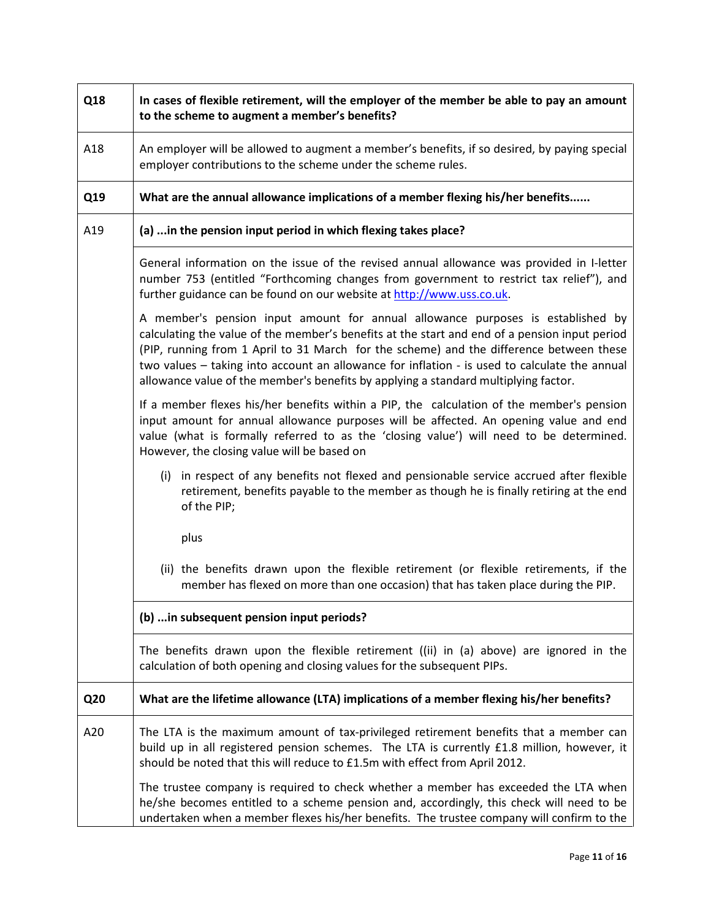| | |
|---|---|
| **Q18** | **In cases of flexible retirement, will the employer of the member be able to pay an amount to the scheme to augment a member's benefits?** |
| A18 | An employer will be allowed to augment a member's benefits, if so desired, by paying special employer contributions to the scheme under the scheme rules. |
| **Q19** | **What are the annual allowance implications of a member flexing his/her benefits......** |
| A19 | **(a) ...in the pension input period in which flexing takes place?** |
| | General information on the issue of the revised annual allowance was provided in I-letter number 753 (entitled "Forthcoming changes from government to restrict tax relief"), and further guidance can be found on our website at [http://www.uss.co.uk](http://www.uss.co.uk).<br><br>A member's pension input amount for annual allowance purposes is established by calculating the value of the member's benefits at the start and end of a pension input period (PIP, running from 1 April to 31 March for the scheme) and the difference between these two values – taking into account an allowance for inflation - is used to calculate the annual allowance value of the member's benefits by applying a standard multiplying factor.<br><br>If a member flexes his/her benefits within a PIP, the calculation of the member's pension input amount for annual allowance purposes will be affected. An opening value and end value (what is formally referred to as the 'closing value') will need to be determined. However, the closing value will be based on<br><br>(i) in respect of any benefits not flexed and pensionable service accrued after flexible retirement, benefits payable to the member as though he is finally retiring at the end of the PIP;<br><br>plus<br><br>(ii) the benefits drawn upon the flexible retirement (or flexible retirements, if the member has flexed on more than one occasion) that has taken place during the PIP. |
| | **(b) ...in subsequent pension input periods?** |
| | The benefits drawn upon the flexible retirement ((ii) in (a) above) are ignored in the calculation of both opening and closing values for the subsequent PIPs. |
| **Q20** | **What are the lifetime allowance (LTA) implications of a member flexing his/her benefits?** |
| A20 | The LTA is the maximum amount of tax-privileged retirement benefits that a member can build up in all registered pension schemes. The LTA is currently £1.8 million, however, it should be noted that this will reduce to £1.5m with effect from April 2012.<br><br>The trustee company is required to check whether a member has exceeded the LTA when he/she becomes entitled to a scheme pension and, accordingly, this check will need to be undertaken when a member flexes his/her benefits. The trustee company will confirm to the |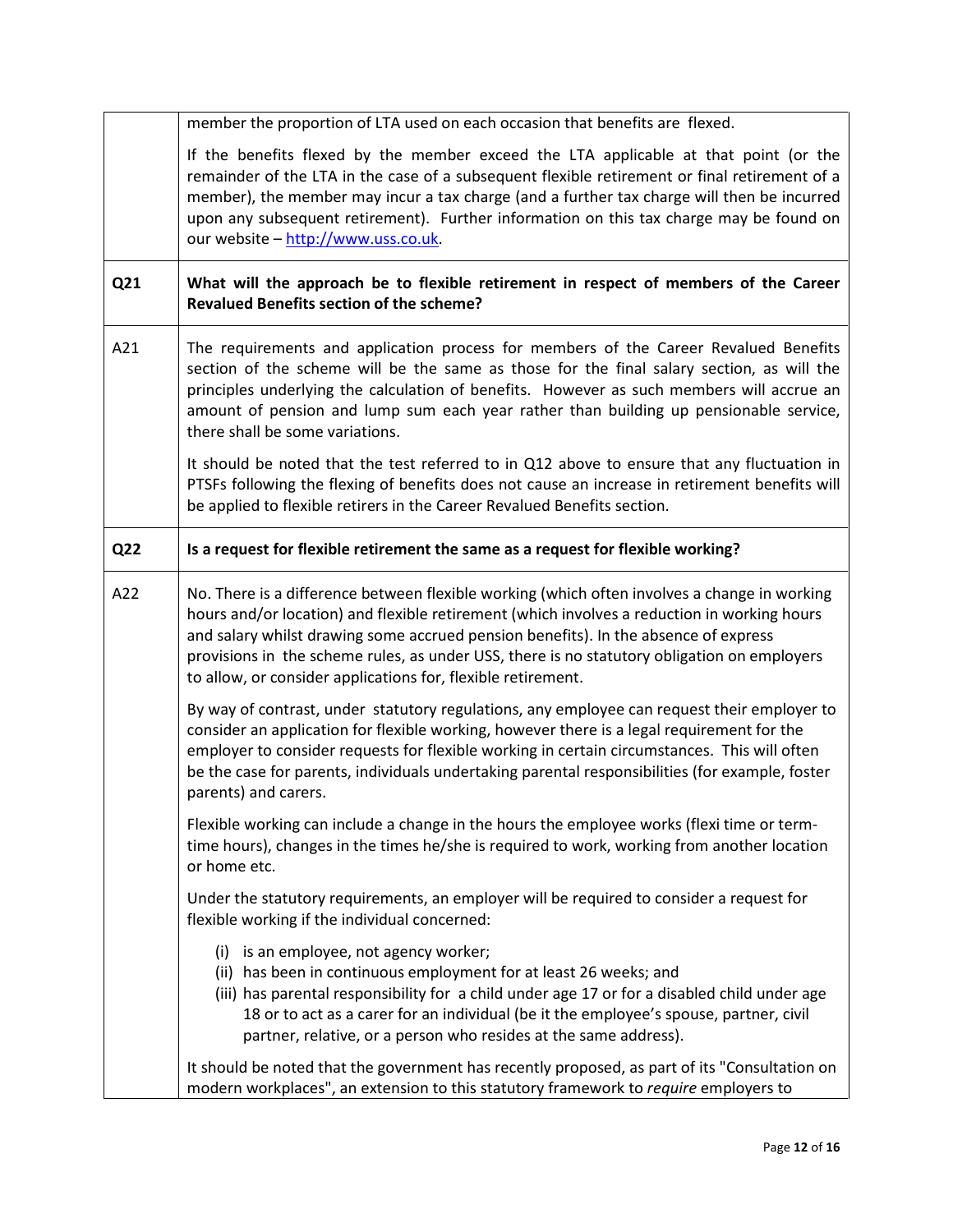| | |
|---|---|
| | member the proportion of LTA used on each occasion that benefits are flexed.<br><br>If the benefits flexed by the member exceed the LTA applicable at that point (or the remainder of the LTA in the case of a subsequent flexible retirement or final retirement of a member), the member may incur a tax charge (and a further tax charge will then be incurred upon any subsequent retirement). Further information on this tax charge may be found on our website – [http://www.uss.co.uk](http://www.uss.co.uk). |
| **Q21** | **What will the approach be to flexible retirement in respect of members of the Career Revalued Benefits section of the scheme?** |
| A21 | The requirements and application process for members of the Career Revalued Benefits section of the scheme will be the same as those for the final salary section, as will the principles underlying the calculation of benefits. However as such members will accrue an amount of pension and lump sum each year rather than building up pensionable service, there shall be some variations.<br><br>It should be noted that the test referred to in Q12 above to ensure that any fluctuation in PTSFs following the flexing of benefits does not cause an increase in retirement benefits will be applied to flexible retirers in the Career Revalued Benefits section. |
| **Q22** | **Is a request for flexible retirement the same as a request for flexible working?** |
| A22 | No. There is a difference between flexible working (which often involves a change in working hours and/or location) and flexible retirement (which involves a reduction in working hours and salary whilst drawing some accrued pension benefits). In the absence of express provisions in the scheme rules, as under USS, there is no statutory obligation on employers to allow, or consider applications for, flexible retirement.<br><br>By way of contrast, under statutory regulations, any employee can request their employer to consider an application for flexible working, however there is a legal requirement for the employer to consider requests for flexible working in certain circumstances. This will often be the case for parents, individuals undertaking parental responsibilities (for example, foster parents) and carers.<br><br>Flexible working can include a change in the hours the employee works (flexi time or term-time hours), changes in the times he/she is required to work, working from another location or home etc.<br><br>Under the statutory requirements, an employer will be required to consider a request for flexible working if the individual concerned:<br><br>(i) is an employee, not agency worker;<br>(ii) has been in continuous employment for at least 26 weeks; and<br>(iii) has parental responsibility for a child under age 17 or for a disabled child under age 18 or to act as a carer for an individual (be it the employee's spouse, partner, civil partner, relative, or a person who resides at the same address).<br><br>It should be noted that the government has recently proposed, as part of its "Consultation on modern workplaces", an extension to this statutory framework to *require* employers to |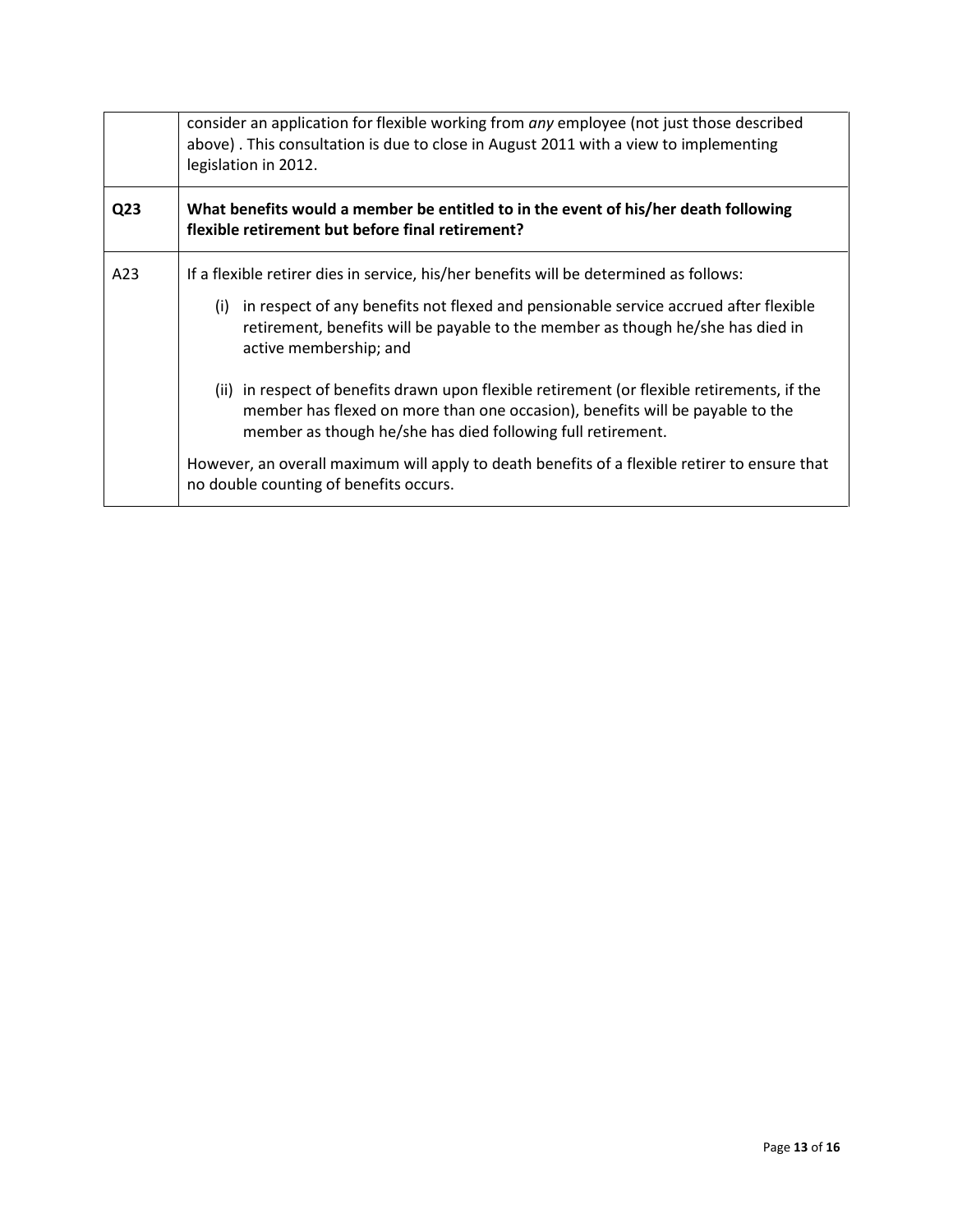| | |
|---|---|
| | consider an application for flexible working from *any* employee (not just those described above) . This consultation is due to close in August 2011 with a view to implementing legislation in 2012. |
| **Q23** | **What benefits would a member be entitled to in the event of his/her death following flexible retirement but before final retirement?** |
| A23 | If a flexible retirer dies in service, his/her benefits will be determined as follows:<br><br>(i) in respect of any benefits not flexed and pensionable service accrued after flexible retirement, benefits will be payable to the member as though he/she has died in active membership; and<br><br>(ii) in respect of benefits drawn upon flexible retirement (or flexible retirements, if the member has flexed on more than one occasion), benefits will be payable to the member as though he/she has died following full retirement.<br><br>However, an overall maximum will apply to death benefits of a flexible retirer to ensure that no double counting of benefits occurs. |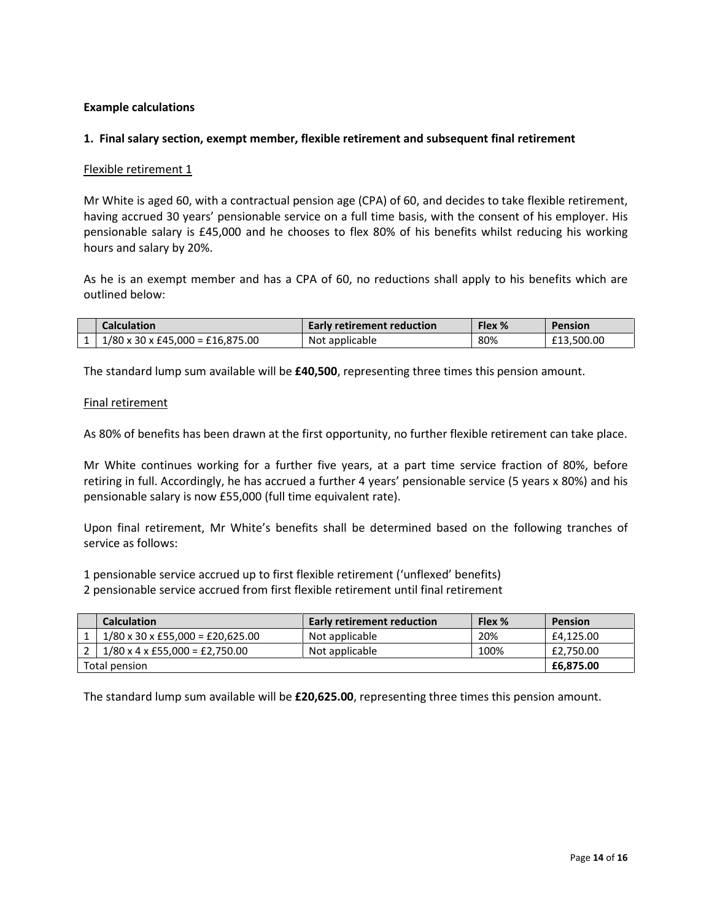**Example calculations**

**1. Final salary section, exempt member, flexible retirement and subsequent final retirement**

Flexible retirement 1

Mr White is aged 60, with a contractual pension age (CPA) of 60, and decides to take flexible retirement, having accrued 30 years' pensionable service on a full time basis, with the consent of his employer. His pensionable salary is £45,000 and he chooses to flex 80% of his benefits whilst reducing his working hours and salary by 20%.

As he is an exempt member and has a CPA of 60, no reductions shall apply to his benefits which are outlined below:

| | Calculation | Early retirement reduction | Flex % | Pension |
|---|---|---|---|---|
| 1 | 1/80 x 30 x £45,000 = £16,875.00 | Not applicable | 80% | £13,500.00 |

The standard lump sum available will be **£40,500**, representing three times this pension amount.

Final retirement

As 80% of benefits has been drawn at the first opportunity, no further flexible retirement can take place.

Mr White continues working for a further five years, at a part time service fraction of 80%, before retiring in full. Accordingly, he has accrued a further 4 years' pensionable service (5 years x 80%) and his pensionable salary is now £55,000 (full time equivalent rate).

Upon final retirement, Mr White's benefits shall be determined based on the following tranches of service as follows:

1 pensionable service accrued up to first flexible retirement ('unflexed' benefits)
2 pensionable service accrued from first flexible retirement until final retirement

| | Calculation | Early retirement reduction | Flex % | Pension |
|---|---|---|---|---|
| 1 | 1/80 x 30 x £55,000 = £20,625.00 | Not applicable | 20% | £4,125.00 |
| 2 | 1/80 x 4 x £55,000 = £2,750.00 | Not applicable | 100% | £2,750.00 |
| Total pension | | | | **£6,875.00** |

The standard lump sum available will be **£20,625.00**, representing three times this pension amount.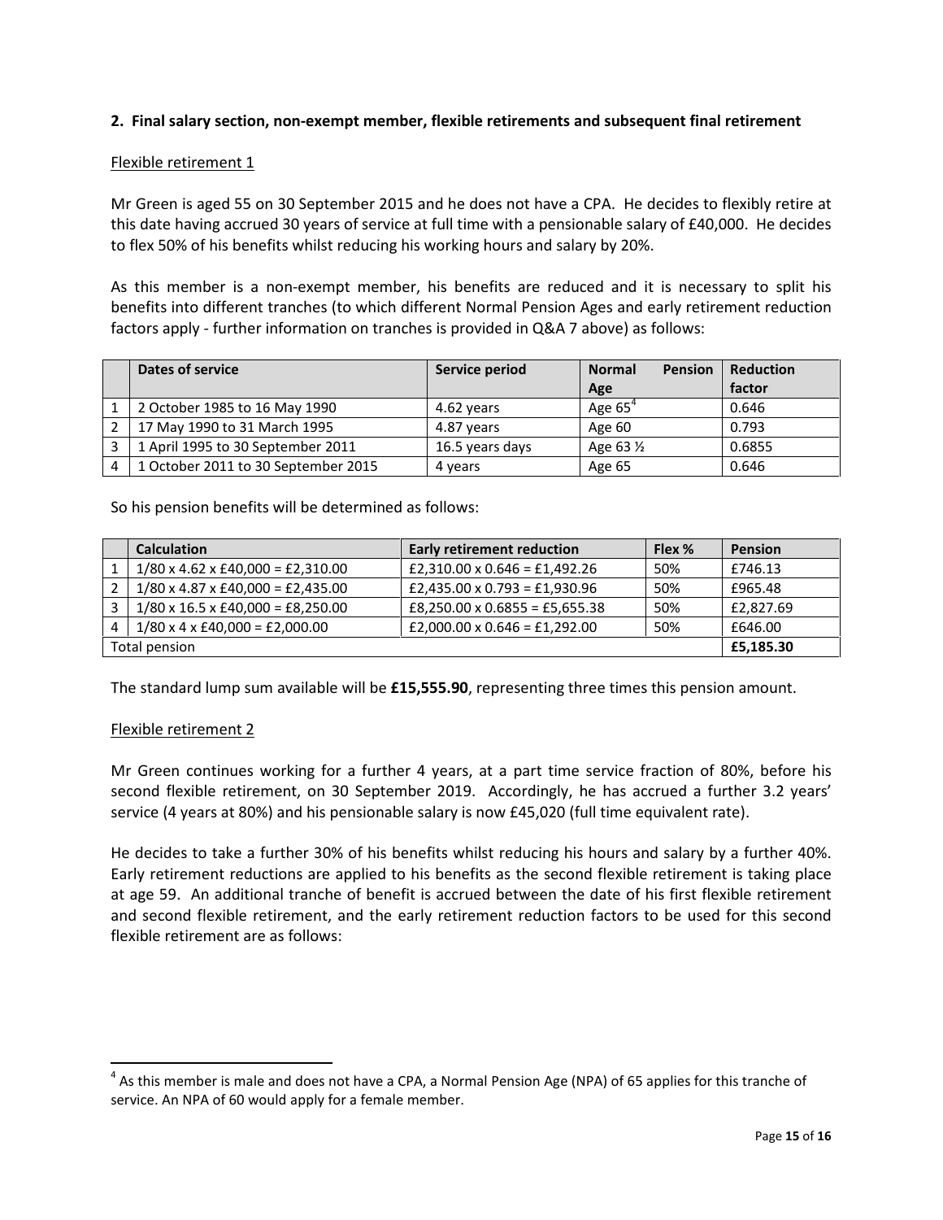## 2. Final salary section, non-exempt member, flexible retirements and subsequent final retirement

Flexible retirement 1

Mr Green is aged 55 on 30 September 2015 and he does not have a CPA. He decides to flexibly retire at this date having accrued 30 years of service at full time with a pensionable salary of £40,000. He decides to flex 50% of his benefits whilst reducing his working hours and salary by 20%.

As this member is a non-exempt member, his benefits are reduced and it is necessary to split his benefits into different tranches (to which different Normal Pension Ages and early retirement reduction factors apply - further information on tranches is provided in Q&A 7 above) as follows:

| | Dates of service | Service period | Normal Pension Age | Reduction factor |
|---|---|---|---|---|
| 1 | 2 October 1985 to 16 May 1990 | 4.62 years | Age 65[4] | 0.646 |
| 2 | 17 May 1990 to 31 March 1995 | 4.87 years | Age 60 | 0.793 |
| 3 | 1 April 1995 to 30 September 2011 | 16.5 years days | Age 63 ½ | 0.6855 |
| 4 | 1 October 2011 to 30 September 2015 | 4 years | Age 65 | 0.646 |

So his pension benefits will be determined as follows:

| | Calculation | Early retirement reduction | Flex % | Pension |
|---|---|---|---|---|
| 1 | 1/80 x 4.62 x £40,000 = £2,310.00 | £2,310.00 x 0.646 = £1,492.26 | 50% | £746.13 |
| 2 | 1/80 x 4.87 x £40,000 = £2,435.00 | £2,435.00 x 0.793 = £1,930.96 | 50% | £965.48 |
| 3 | 1/80 x 16.5 x £40,000 = £8,250.00 | £8,250.00 x 0.6855 = £5,655.38 | 50% | £2,827.69 |
| 4 | 1/80 x 4 x £40,000 = £2,000.00 | £2,000.00 x 0.646 = £1,292.00 | 50% | £646.00 |
| Total pension | | | | **£5,185.30** |

The standard lump sum available will be **£15,555.90**, representing three times this pension amount.

Flexible retirement 2

Mr Green continues working for a further 4 years, at a part time service fraction of 80%, before his second flexible retirement, on 30 September 2019. Accordingly, he has accrued a further 3.2 years' service (4 years at 80%) and his pensionable salary is now £45,020 (full time equivalent rate).

He decides to take a further 30% of his benefits whilst reducing his hours and salary by a further 40%. Early retirement reductions are applied to his benefits as the second flexible retirement is taking place at age 59. An additional tranche of benefit is accrued between the date of his first flexible retirement and second flexible retirement, and the early retirement reduction factors to be used for this second flexible retirement are as follows:

[4] As this member is male and does not have a CPA, a Normal Pension Age (NPA) of 65 applies for this tranche of service. An NPA of 60 would apply for a female member.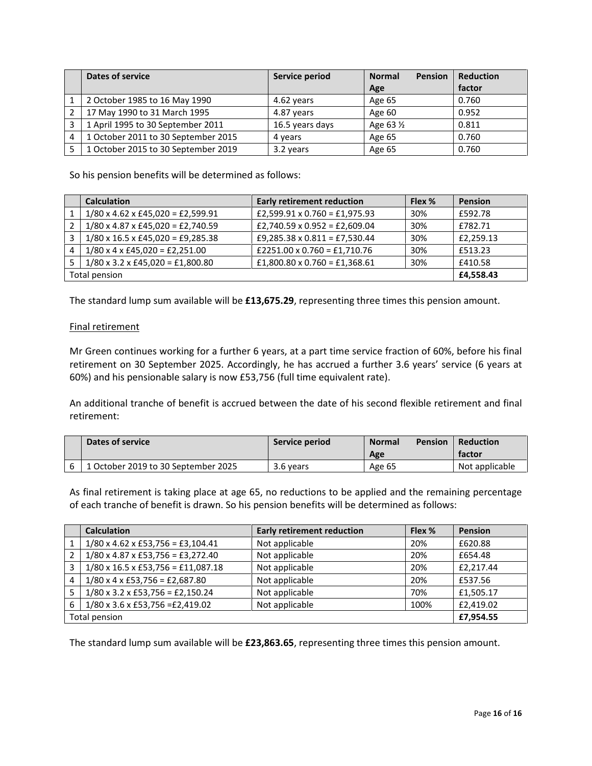| | Dates of service | Service period | Normal Pension Age | Reduction factor |
|---|---|---|---|---|
| 1 | 2 October 1985 to 16 May 1990 | 4.62 years | Age 65 | 0.760 |
| 2 | 17 May 1990 to 31 March 1995 | 4.87 years | Age 60 | 0.952 |
| 3 | 1 April 1995 to 30 September 2011 | 16.5 years days | Age 63 ½ | 0.811 |
| 4 | 1 October 2011 to 30 September 2015 | 4 years | Age 65 | 0.760 |
| 5 | 1 October 2015 to 30 September 2019 | 3.2 years | Age 65 | 0.760 |

So his pension benefits will be determined as follows:

| | Calculation | Early retirement reduction | Flex % | Pension |
|---|---|---|---|---|
| 1 | 1/80 x 4.62 x £45,020 = £2,599.91 | £2,599.91 x 0.760 = £1,975.93 | 30% | £592.78 |
| 2 | 1/80 x 4.87 x £45,020 = £2,740.59 | £2,740.59 x 0.952 = £2,609.04 | 30% | £782.71 |
| 3 | 1/80 x 16.5 x £45,020 = £9,285.38 | £9,285.38 x 0.811 = £7,530.44 | 30% | £2,259.13 |
| 4 | 1/80 x 4 x £45,020 = £2,251.00 | £2251.00 x 0.760 = £1,710.76 | 30% | £513.23 |
| 5 | 1/80 x 3.2 x £45,020 = £1,800.80 | £1,800.80 x 0.760 = £1,368.61 | 30% | £410.58 |
| Total pension | | | | **£4,558.43** |

The standard lump sum available will be **£13,675.29**, representing three times this pension amount.

<u>Final retirement</u>

Mr Green continues working for a further 6 years, at a part time service fraction of 60%, before his final retirement on 30 September 2025. Accordingly, he has accrued a further 3.6 years' service (6 years at 60%) and his pensionable salary is now £53,756 (full time equivalent rate).

An additional tranche of benefit is accrued between the date of his second flexible retirement and final retirement:

| | Dates of service | Service period | Normal Pension Age | Reduction factor |
|---|---|---|---|---|
| 6 | 1 October 2019 to 30 September 2025 | 3.6 years | Age 65 | Not applicable |

As final retirement is taking place at age 65, no reductions to be applied and the remaining percentage of each tranche of benefit is drawn. So his pension benefits will be determined as follows:

| | Calculation | Early retirement reduction | Flex % | Pension |
|---|---|---|---|---|
| 1 | 1/80 x 4.62 x £53,756 = £3,104.41 | Not applicable | 20% | £620.88 |
| 2 | 1/80 x 4.87 x £53,756 = £3,272.40 | Not applicable | 20% | £654.48 |
| 3 | 1/80 x 16.5 x £53,756 = £11,087.18 | Not applicable | 20% | £2,217.44 |
| 4 | 1/80 x 4 x £53,756 = £2,687.80 | Not applicable | 20% | £537.56 |
| 5 | 1/80 x 3.2 x £53,756 = £2,150.24 | Not applicable | 70% | £1,505.17 |
| 6 | 1/80 x 3.6 x £53,756 =£2,419.02 | Not applicable | 100% | £2,419.02 |
| Total pension | | | | **£7,954.55** |

The standard lump sum available will be **£23,863.65**, representing three times this pension amount.